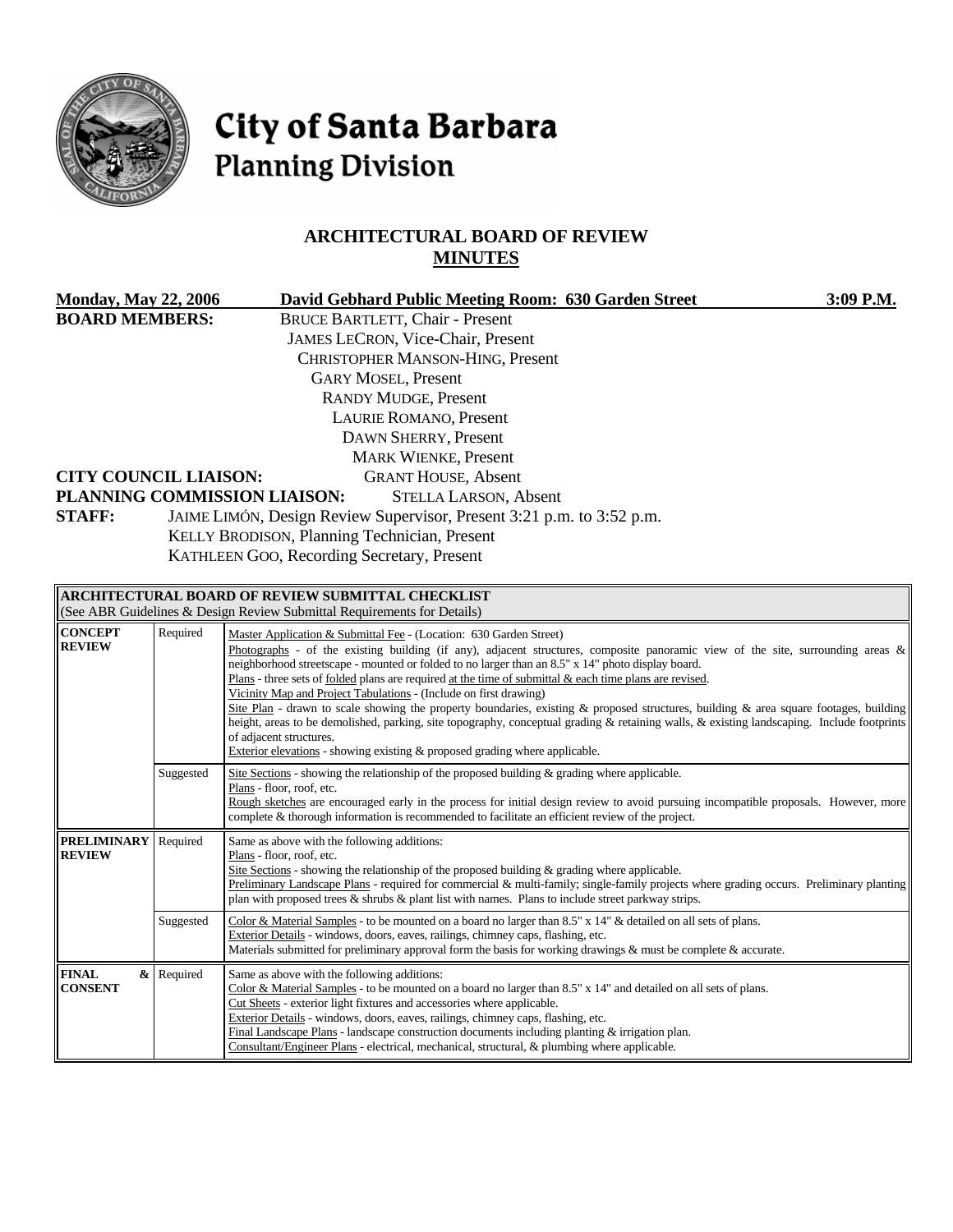# City of Santa Barbara
## Planning Division

## ARCHITECTURAL BOARD OF REVIEW
## MINUTES

**Monday, May 22, 2006** **David Gebhard Public Meeting Room: 630 Garden Street** **3:09 P.M.**

**BOARD MEMBERS:**
BRUCE BARTLETT, Chair - Present
JAMES LECRON, Vice-Chair, Present
CHRISTOPHER MANSON-HING, Present
GARY MOSEL, Present
RANDY MUDGE, Present
LAURIE ROMANO, Present
DAWN SHERRY, Present
MARK WIENKE, Present

**CITY COUNCIL LIAISON:** GRANT HOUSE, Absent

**PLANNING COMMISSION LIAISON:** STELLA LARSON, Absent

**STAFF:**
JAIME LIMÓN, Design Review Supervisor, Present 3:21 p.m. to 3:52 p.m.
KELLY BRODISON, Planning Technician, Present
KATHLEEN GOO, Recording Secretary, Present

| **ARCHITECTURAL BOARD OF REVIEW SUBMITTAL CHECKLIST** (See ABR Guidelines & Design Review Submittal Requirements for Details) | | |
|---|---|---|
| **CONCEPT REVIEW** | Required | Master Application & Submittal Fee - (Location: 630 Garden Street)<br>Photographs - of the existing building (if any), adjacent structures, composite panoramic view of the site, surrounding areas & neighborhood streetscape - mounted or folded to no larger than an 8.5" x 14" photo display board.<br>Plans - three sets of folded plans are required at the time of submittal & each time plans are revised.<br>Vicinity Map and Project Tabulations - (Include on first drawing)<br>Site Plan - drawn to scale showing the property boundaries, existing & proposed structures, building & area square footages, building height, areas to be demolished, parking, site topography, conceptual grading & retaining walls, & existing landscaping. Include footprints of adjacent structures.<br>Exterior elevations - showing existing & proposed grading where applicable. |
| | Suggested | Site Sections - showing the relationship of the proposed building & grading where applicable.<br>Plans - floor, roof, etc.<br>Rough sketches are encouraged early in the process for initial design review to avoid pursuing incompatible proposals. However, more complete & thorough information is recommended to facilitate an efficient review of the project. |
| **PRELIMINARY REVIEW** | Required | Same as above with the following additions:<br>Plans - floor, roof, etc.<br>Site Sections - showing the relationship of the proposed building & grading where applicable.<br>Preliminary Landscape Plans - required for commercial & multi-family; single-family projects where grading occurs. Preliminary planting plan with proposed trees & shrubs & plant list with names. Plans to include street parkway strips. |
| | Suggested | Color & Material Samples - to be mounted on a board no larger than 8.5" x 14" & detailed on all sets of plans.<br>Exterior Details - windows, doors, eaves, railings, chimney caps, flashing, etc.<br>Materials submitted for preliminary approval form the basis for working drawings & must be complete & accurate. |
| **FINAL & CONSENT** | Required | Same as above with the following additions:<br>Color & Material Samples - to be mounted on a board no larger than 8.5" x 14" and detailed on all sets of plans.<br>Cut Sheets - exterior light fixtures and accessories where applicable.<br>Exterior Details - windows, doors, eaves, railings, chimney caps, flashing, etc.<br>Final Landscape Plans - landscape construction documents including planting & irrigation plan.<br>Consultant/Engineer Plans - electrical, mechanical, structural, & plumbing where applicable. |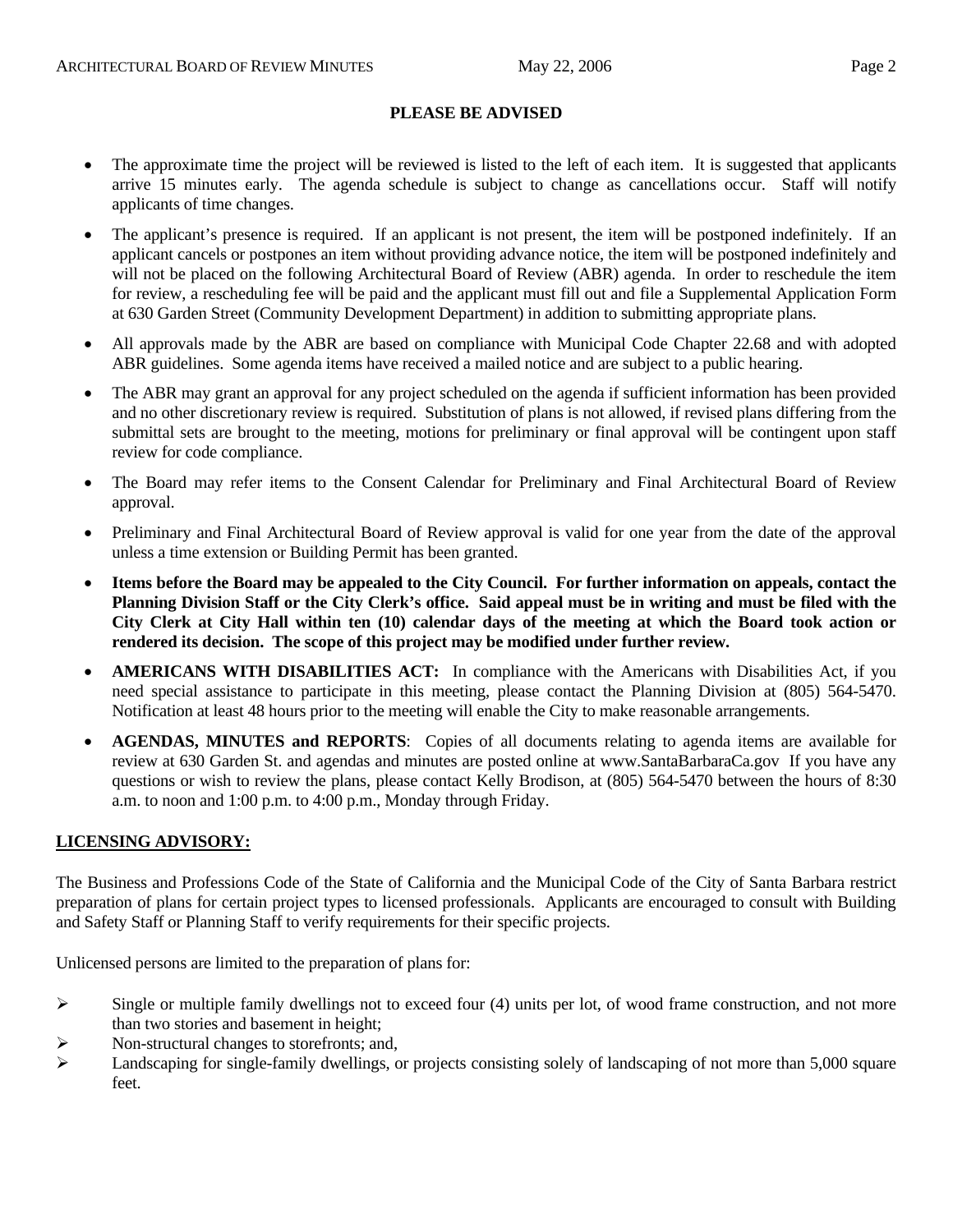## PLEASE BE ADVISED

- The approximate time the project will be reviewed is listed to the left of each item. It is suggested that applicants arrive 15 minutes early. The agenda schedule is subject to change as cancellations occur. Staff will notify applicants of time changes.
- The applicant's presence is required. If an applicant is not present, the item will be postponed indefinitely. If an applicant cancels or postpones an item without providing advance notice, the item will be postponed indefinitely and will not be placed on the following Architectural Board of Review (ABR) agenda. In order to reschedule the item for review, a rescheduling fee will be paid and the applicant must fill out and file a Supplemental Application Form at 630 Garden Street (Community Development Department) in addition to submitting appropriate plans.
- All approvals made by the ABR are based on compliance with Municipal Code Chapter 22.68 and with adopted ABR guidelines. Some agenda items have received a mailed notice and are subject to a public hearing.
- The ABR may grant an approval for any project scheduled on the agenda if sufficient information has been provided and no other discretionary review is required. Substitution of plans is not allowed, if revised plans differing from the submittal sets are brought to the meeting, motions for preliminary or final approval will be contingent upon staff review for code compliance.
- The Board may refer items to the Consent Calendar for Preliminary and Final Architectural Board of Review approval.
- Preliminary and Final Architectural Board of Review approval is valid for one year from the date of the approval unless a time extension or Building Permit has been granted.
- **Items before the Board may be appealed to the City Council. For further information on appeals, contact the Planning Division Staff or the City Clerk's office. Said appeal must be in writing and must be filed with the City Clerk at City Hall within ten (10) calendar days of the meeting at which the Board took action or rendered its decision. The scope of this project may be modified under further review.**
- **AMERICANS WITH DISABILITIES ACT:** In compliance with the Americans with Disabilities Act, if you need special assistance to participate in this meeting, please contact the Planning Division at (805) 564-5470. Notification at least 48 hours prior to the meeting will enable the City to make reasonable arrangements.
- **AGENDAS, MINUTES and REPORTS**: Copies of all documents relating to agenda items are available for review at 630 Garden St. and agendas and minutes are posted online at www.SantaBarbaraCa.gov If you have any questions or wish to review the plans, please contact Kelly Brodison, at (805) 564-5470 between the hours of 8:30 a.m. to noon and 1:00 p.m. to 4:00 p.m., Monday through Friday.

**LICENSING ADVISORY:**

The Business and Professions Code of the State of California and the Municipal Code of the City of Santa Barbara restrict preparation of plans for certain project types to licensed professionals. Applicants are encouraged to consult with Building and Safety Staff or Planning Staff to verify requirements for their specific projects.

Unlicensed persons are limited to the preparation of plans for:

- Single or multiple family dwellings not to exceed four (4) units per lot, of wood frame construction, and not more than two stories and basement in height;
- Non-structural changes to storefronts; and,
- Landscaping for single-family dwellings, or projects consisting solely of landscaping of not more than 5,000 square feet.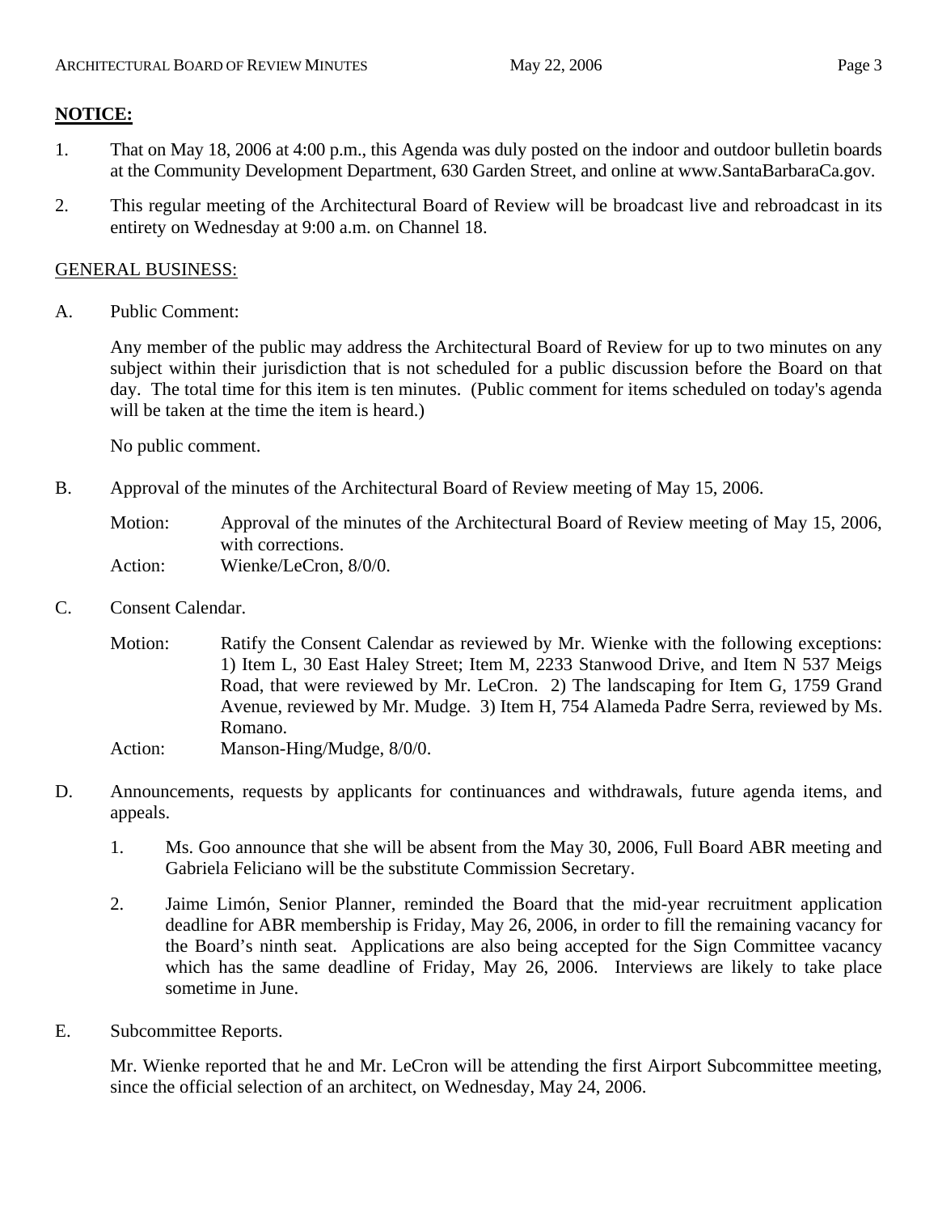**NOTICE:**

1. That on May 18, 2006 at 4:00 p.m., this Agenda was duly posted on the indoor and outdoor bulletin boards at the Community Development Department, 630 Garden Street, and online at www.SantaBarbaraCa.gov.

2. This regular meeting of the Architectural Board of Review will be broadcast live and rebroadcast in its entirety on Wednesday at 9:00 a.m. on Channel 18.

GENERAL BUSINESS:

A. Public Comment:

   Any member of the public may address the Architectural Board of Review for up to two minutes on any subject within their jurisdiction that is not scheduled for a public discussion before the Board on that day. The total time for this item is ten minutes. (Public comment for items scheduled on today's agenda will be taken at the time the item is heard.)

   No public comment.

B. Approval of the minutes of the Architectural Board of Review meeting of May 15, 2006.

   Motion: Approval of the minutes of the Architectural Board of Review meeting of May 15, 2006, with corrections.
   Action: Wienke/LeCron, 8/0/0.

C. Consent Calendar.

   Motion: Ratify the Consent Calendar as reviewed by Mr. Wienke with the following exceptions: 1) Item L, 30 East Haley Street; Item M, 2233 Stanwood Drive, and Item N 537 Meigs Road, that were reviewed by Mr. LeCron. 2) The landscaping for Item G, 1759 Grand Avenue, reviewed by Mr. Mudge. 3) Item H, 754 Alameda Padre Serra, reviewed by Ms. Romano.
   Action: Manson-Hing/Mudge, 8/0/0.

D. Announcements, requests by applicants for continuances and withdrawals, future agenda items, and appeals.

   1. Ms. Goo announce that she will be absent from the May 30, 2006, Full Board ABR meeting and Gabriela Feliciano will be the substitute Commission Secretary.

   2. Jaime Limón, Senior Planner, reminded the Board that the mid-year recruitment application deadline for ABR membership is Friday, May 26, 2006, in order to fill the remaining vacancy for the Board's ninth seat. Applications are also being accepted for the Sign Committee vacancy which has the same deadline of Friday, May 26, 2006. Interviews are likely to take place sometime in June.

E. Subcommittee Reports.

   Mr. Wienke reported that he and Mr. LeCron will be attending the first Airport Subcommittee meeting, since the official selection of an architect, on Wednesday, May 24, 2006.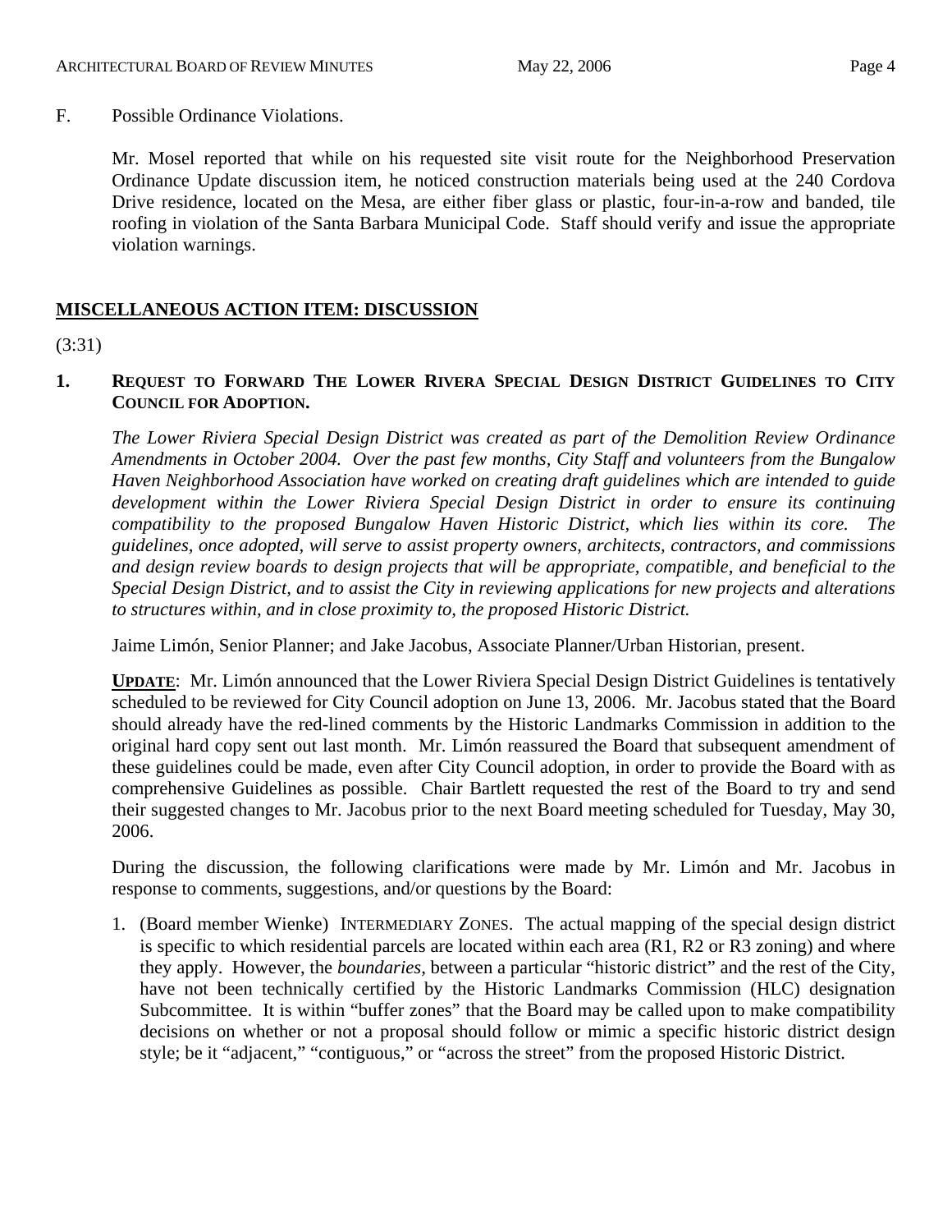F. Possible Ordinance Violations.

Mr. Mosel reported that while on his requested site visit route for the Neighborhood Preservation Ordinance Update discussion item, he noticed construction materials being used at the 240 Cordova Drive residence, located on the Mesa, are either fiber glass or plastic, four-in-a-row and banded, tile roofing in violation of the Santa Barbara Municipal Code. Staff should verify and issue the appropriate violation warnings.

## MISCELLANEOUS ACTION ITEM: DISCUSSION

(3:31)

**1. REQUEST TO FORWARD THE LOWER RIVERA SPECIAL DESIGN DISTRICT GUIDELINES TO CITY COUNCIL FOR ADOPTION.**

*The Lower Riviera Special Design District was created as part of the Demolition Review Ordinance Amendments in October 2004. Over the past few months, City Staff and volunteers from the Bungalow Haven Neighborhood Association have worked on creating draft guidelines which are intended to guide development within the Lower Riviera Special Design District in order to ensure its continuing compatibility to the proposed Bungalow Haven Historic District, which lies within its core. The guidelines, once adopted, will serve to assist property owners, architects, contractors, and commissions and design review boards to design projects that will be appropriate, compatible, and beneficial to the Special Design District, and to assist the City in reviewing applications for new projects and alterations to structures within, and in close proximity to, the proposed Historic District.*

Jaime Limón, Senior Planner; and Jake Jacobus, Associate Planner/Urban Historian, present.

**UPDATE**: Mr. Limón announced that the Lower Riviera Special Design District Guidelines is tentatively scheduled to be reviewed for City Council adoption on June 13, 2006. Mr. Jacobus stated that the Board should already have the red-lined comments by the Historic Landmarks Commission in addition to the original hard copy sent out last month. Mr. Limón reassured the Board that subsequent amendment of these guidelines could be made, even after City Council adoption, in order to provide the Board with as comprehensive Guidelines as possible. Chair Bartlett requested the rest of the Board to try and send their suggested changes to Mr. Jacobus prior to the next Board meeting scheduled for Tuesday, May 30, 2006.

During the discussion, the following clarifications were made by Mr. Limón and Mr. Jacobus in response to comments, suggestions, and/or questions by the Board:

1. (Board member Wienke) INTERMEDIARY ZONES. The actual mapping of the special design district is specific to which residential parcels are located within each area (R1, R2 or R3 zoning) and where they apply. However, the *boundaries,* between a particular "historic district" and the rest of the City, have not been technically certified by the Historic Landmarks Commission (HLC) designation Subcommittee. It is within "buffer zones" that the Board may be called upon to make compatibility decisions on whether or not a proposal should follow or mimic a specific historic district design style; be it "adjacent," "contiguous," or "across the street" from the proposed Historic District.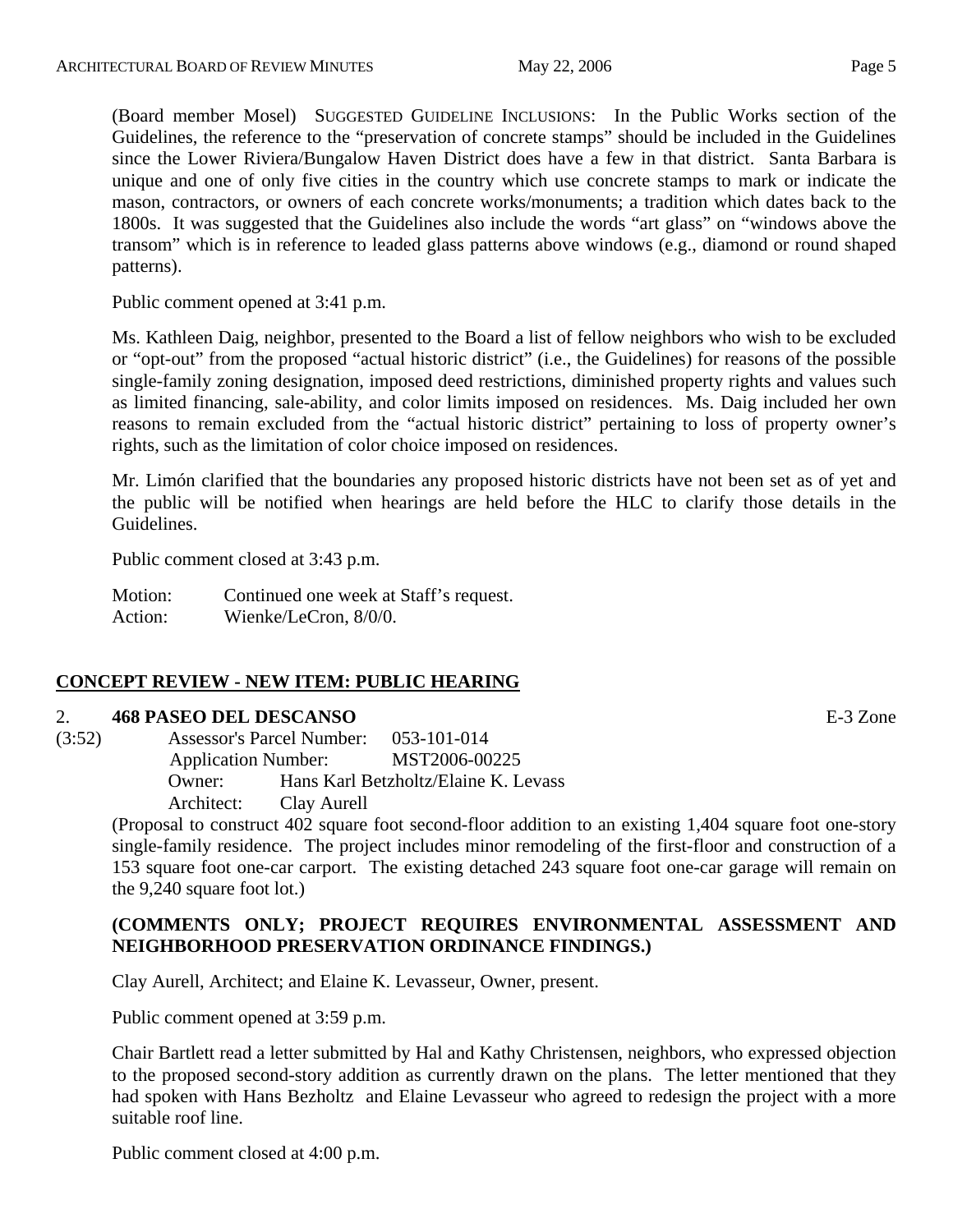(Board member Mosel) SUGGESTED GUIDELINE INCLUSIONS: In the Public Works section of the Guidelines, the reference to the "preservation of concrete stamps" should be included in the Guidelines since the Lower Riviera/Bungalow Haven District does have a few in that district. Santa Barbara is unique and one of only five cities in the country which use concrete stamps to mark or indicate the mason, contractors, or owners of each concrete works/monuments; a tradition which dates back to the 1800s. It was suggested that the Guidelines also include the words "art glass" on "windows above the transom" which is in reference to leaded glass patterns above windows (e.g., diamond or round shaped patterns).

Public comment opened at 3:41 p.m.

Ms. Kathleen Daig, neighbor, presented to the Board a list of fellow neighbors who wish to be excluded or "opt-out" from the proposed "actual historic district" (i.e., the Guidelines) for reasons of the possible single-family zoning designation, imposed deed restrictions, diminished property rights and values such as limited financing, sale-ability, and color limits imposed on residences. Ms. Daig included her own reasons to remain excluded from the "actual historic district" pertaining to loss of property owner's rights, such as the limitation of color choice imposed on residences.

Mr. Limón clarified that the boundaries any proposed historic districts have not been set as of yet and the public will be notified when hearings are held before the HLC to clarify those details in the Guidelines.

Public comment closed at 3:43 p.m.

Motion: Continued one week at Staff's request.
Action: Wienke/LeCron, 8/0/0.

## CONCEPT REVIEW - NEW ITEM: PUBLIC HEARING

2. **468 PASEO DEL DESCANSO** E-3 Zone

(3:52)
Assessor's Parcel Number: 053-101-014
Application Number: MST2006-00225
Owner: Hans Karl Betzholtz/Elaine K. Levass
Architect: Clay Aurell

(Proposal to construct 402 square foot second-floor addition to an existing 1,404 square foot one-story single-family residence. The project includes minor remodeling of the first-floor and construction of a 153 square foot one-car carport. The existing detached 243 square foot one-car garage will remain on the 9,240 square foot lot.)

**(COMMENTS ONLY; PROJECT REQUIRES ENVIRONMENTAL ASSESSMENT AND NEIGHBORHOOD PRESERVATION ORDINANCE FINDINGS.)**

Clay Aurell, Architect; and Elaine K. Levasseur, Owner, present.

Public comment opened at 3:59 p.m.

Chair Bartlett read a letter submitted by Hal and Kathy Christensen, neighbors, who expressed objection to the proposed second-story addition as currently drawn on the plans. The letter mentioned that they had spoken with Hans Bezholtz and Elaine Levasseur who agreed to redesign the project with a more suitable roof line.

Public comment closed at 4:00 p.m.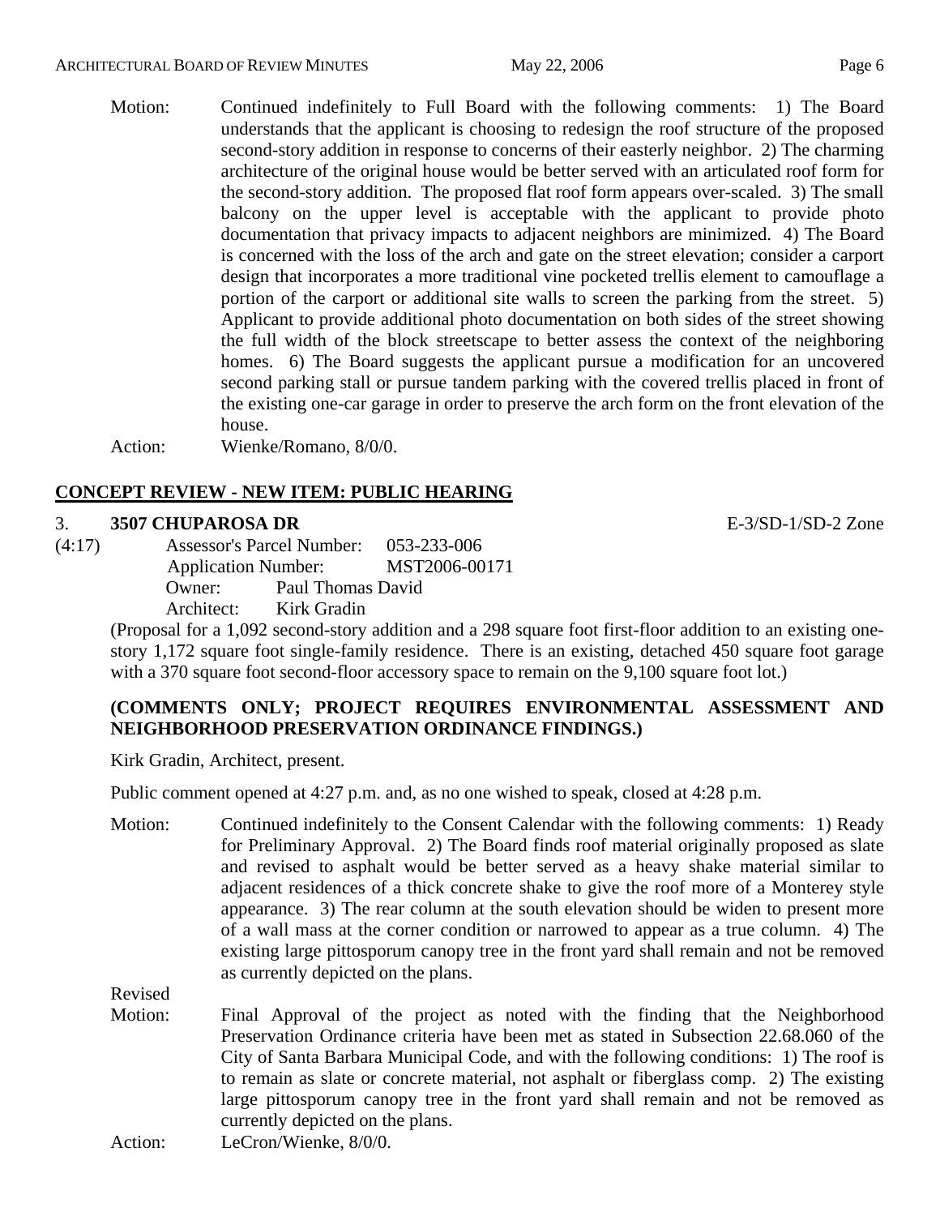Motion: Continued indefinitely to Full Board with the following comments: 1) The Board understands that the applicant is choosing to redesign the roof structure of the proposed second-story addition in response to concerns of their easterly neighbor. 2) The charming architecture of the original house would be better served with an articulated roof form for the second-story addition. The proposed flat roof form appears over-scaled. 3) The small balcony on the upper level is acceptable with the applicant to provide photo documentation that privacy impacts to adjacent neighbors are minimized. 4) The Board is concerned with the loss of the arch and gate on the street elevation; consider a carport design that incorporates a more traditional vine pocketed trellis element to camouflage a portion of the carport or additional site walls to screen the parking from the street. 5) Applicant to provide additional photo documentation on both sides of the street showing the full width of the block streetscape to better assess the context of the neighboring homes. 6) The Board suggests the applicant pursue a modification for an uncovered second parking stall or pursue tandem parking with the covered trellis placed in front of the existing one-car garage in order to preserve the arch form on the front elevation of the house.

Action: Wienke/Romano, 8/0/0.

## CONCEPT REVIEW - NEW ITEM: PUBLIC HEARING

3. **3507 CHUPAROSA DR** E-3/SD-1/SD-2 Zone

(4:17) Assessor's Parcel Number: 053-233-006
Application Number: MST2006-00171
Owner: Paul Thomas David
Architect: Kirk Gradin

(Proposal for a 1,092 second-story addition and a 298 square foot first-floor addition to an existing one-story 1,172 square foot single-family residence. There is an existing, detached 450 square foot garage with a 370 square foot second-floor accessory space to remain on the 9,100 square foot lot.)

**(COMMENTS ONLY; PROJECT REQUIRES ENVIRONMENTAL ASSESSMENT AND NEIGHBORHOOD PRESERVATION ORDINANCE FINDINGS.)**

Kirk Gradin, Architect, present.

Public comment opened at 4:27 p.m. and, as no one wished to speak, closed at 4:28 p.m.

Motion: Continued indefinitely to the Consent Calendar with the following comments: 1) Ready for Preliminary Approval. 2) The Board finds roof material originally proposed as slate and revised to asphalt would be better served as a heavy shake material similar to adjacent residences of a thick concrete shake to give the roof more of a Monterey style appearance. 3) The rear column at the south elevation should be widen to present more of a wall mass at the corner condition or narrowed to appear as a true column. 4) The existing large pittosporum canopy tree in the front yard shall remain and not be removed as currently depicted on the plans.

Revised
Motion: Final Approval of the project as noted with the finding that the Neighborhood Preservation Ordinance criteria have been met as stated in Subsection 22.68.060 of the City of Santa Barbara Municipal Code, and with the following conditions: 1) The roof is to remain as slate or concrete material, not asphalt or fiberglass comp. 2) The existing large pittosporum canopy tree in the front yard shall remain and not be removed as currently depicted on the plans.

Action: LeCron/Wienke, 8/0/0.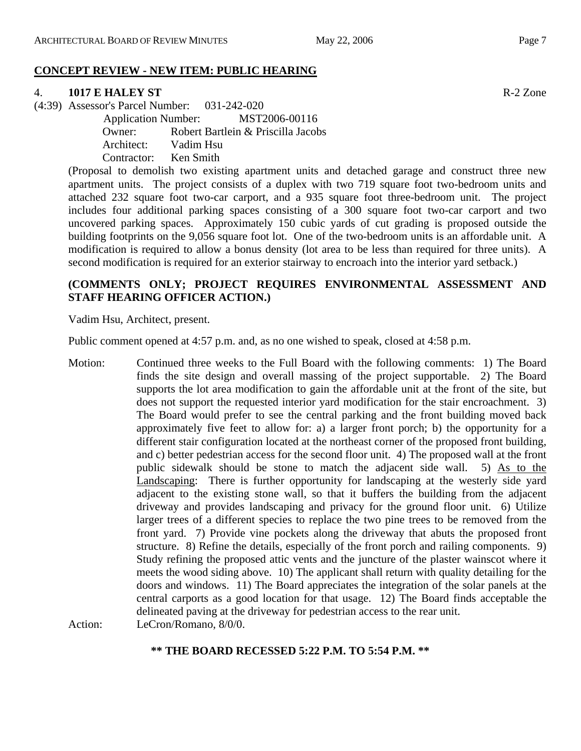## CONCEPT REVIEW - NEW ITEM: PUBLIC HEARING

4. **1017 E HALEY ST** R-2 Zone

(4:39) Assessor's Parcel Number: 031-242-020
Application Number: MST2006-00116
Owner: Robert Bartlein & Priscilla Jacobs
Architect: Vadim Hsu
Contractor: Ken Smith

(Proposal to demolish two existing apartment units and detached garage and construct three new apartment units. The project consists of a duplex with two 719 square foot two-bedroom units and attached 232 square foot two-car carport, and a 935 square foot three-bedroom unit. The project includes four additional parking spaces consisting of a 300 square foot two-car carport and two uncovered parking spaces. Approximately 150 cubic yards of cut grading is proposed outside the building footprints on the 9,056 square foot lot. One of the two-bedroom units is an affordable unit. A modification is required to allow a bonus density (lot area to be less than required for three units). A second modification is required for an exterior stairway to encroach into the interior yard setback.)

**(COMMENTS ONLY; PROJECT REQUIRES ENVIRONMENTAL ASSESSMENT AND STAFF HEARING OFFICER ACTION.)**

Vadim Hsu, Architect, present.

Public comment opened at 4:57 p.m. and, as no one wished to speak, closed at 4:58 p.m.

Motion: Continued three weeks to the Full Board with the following comments: 1) The Board finds the site design and overall massing of the project supportable. 2) The Board supports the lot area modification to gain the affordable unit at the front of the site, but does not support the requested interior yard modification for the stair encroachment. 3) The Board would prefer to see the central parking and the front building moved back approximately five feet to allow for: a) a larger front porch; b) the opportunity for a different stair configuration located at the northeast corner of the proposed front building, and c) better pedestrian access for the second floor unit. 4) The proposed wall at the front public sidewalk should be stone to match the adjacent side wall. 5) As to the Landscaping: There is further opportunity for landscaping at the westerly side yard adjacent to the existing stone wall, so that it buffers the building from the adjacent driveway and provides landscaping and privacy for the ground floor unit. 6) Utilize larger trees of a different species to replace the two pine trees to be removed from the front yard. 7) Provide vine pockets along the driveway that abuts the proposed front structure. 8) Refine the details, especially of the front porch and railing components. 9) Study refining the proposed attic vents and the juncture of the plaster wainscot where it meets the wood siding above. 10) The applicant shall return with quality detailing for the doors and windows. 11) The Board appreciates the integration of the solar panels at the central carports as a good location for that usage. 12) The Board finds acceptable the delineated paving at the driveway for pedestrian access to the rear unit.

Action: LeCron/Romano, 8/0/0.

**\*\* THE BOARD RECESSED 5:22 P.M. TO 5:54 P.M. \*\***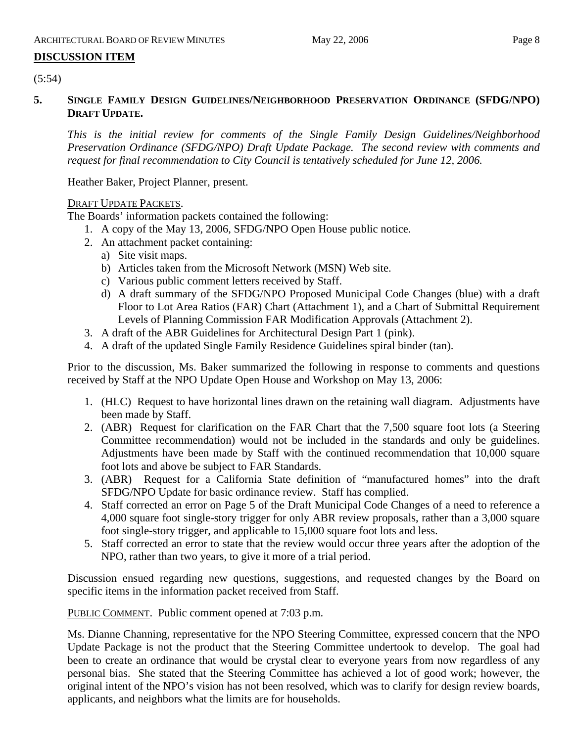## DISCUSSION ITEM

(5:54)

### 5. SINGLE FAMILY DESIGN GUIDELINES/NEIGHBORHOOD PRESERVATION ORDINANCE (SFDG/NPO) DRAFT UPDATE.

*This is the initial review for comments of the Single Family Design Guidelines/Neighborhood Preservation Ordinance (SFDG/NPO) Draft Update Package. The second review with comments and request for final recommendation to City Council is tentatively scheduled for June 12, 2006.*

Heather Baker, Project Planner, present.

DRAFT UPDATE PACKETS.

The Boards' information packets contained the following:

1. A copy of the May 13, 2006, SFDG/NPO Open House public notice.
2. An attachment packet containing:
   a) Site visit maps.
   b) Articles taken from the Microsoft Network (MSN) Web site.
   c) Various public comment letters received by Staff.
   d) A draft summary of the SFDG/NPO Proposed Municipal Code Changes (blue) with a draft Floor to Lot Area Ratios (FAR) Chart (Attachment 1), and a Chart of Submittal Requirement Levels of Planning Commission FAR Modification Approvals (Attachment 2).
3. A draft of the ABR Guidelines for Architectural Design Part 1 (pink).
4. A draft of the updated Single Family Residence Guidelines spiral binder (tan).

Prior to the discussion, Ms. Baker summarized the following in response to comments and questions received by Staff at the NPO Update Open House and Workshop on May 13, 2006:

1. (HLC) Request to have horizontal lines drawn on the retaining wall diagram. Adjustments have been made by Staff.
2. (ABR) Request for clarification on the FAR Chart that the 7,500 square foot lots (a Steering Committee recommendation) would not be included in the standards and only be guidelines. Adjustments have been made by Staff with the continued recommendation that 10,000 square foot lots and above be subject to FAR Standards.
3. (ABR) Request for a California State definition of "manufactured homes" into the draft SFDG/NPO Update for basic ordinance review. Staff has complied.
4. Staff corrected an error on Page 5 of the Draft Municipal Code Changes of a need to reference a 4,000 square foot single-story trigger for only ABR review proposals, rather than a 3,000 square foot single-story trigger, and applicable to 15,000 square foot lots and less.
5. Staff corrected an error to state that the review would occur three years after the adoption of the NPO, rather than two years, to give it more of a trial period.

Discussion ensued regarding new questions, suggestions, and requested changes by the Board on specific items in the information packet received from Staff.

PUBLIC COMMENT. Public comment opened at 7:03 p.m.

Ms. Dianne Channing, representative for the NPO Steering Committee, expressed concern that the NPO Update Package is not the product that the Steering Committee undertook to develop. The goal had been to create an ordinance that would be crystal clear to everyone years from now regardless of any personal bias. She stated that the Steering Committee has achieved a lot of good work; however, the original intent of the NPO's vision has not been resolved, which was to clarify for design review boards, applicants, and neighbors what the limits are for households.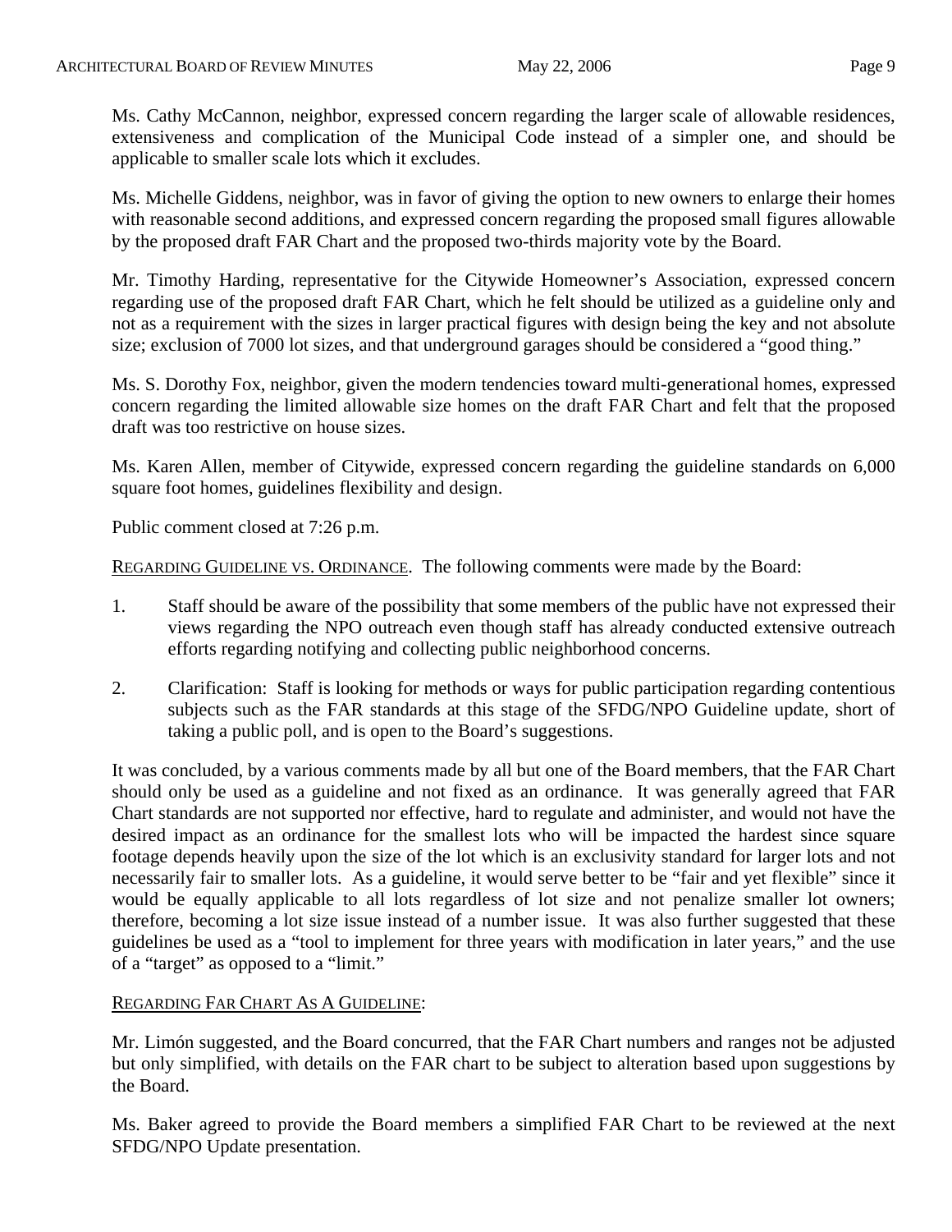Ms. Cathy McCannon, neighbor, expressed concern regarding the larger scale of allowable residences, extensiveness and complication of the Municipal Code instead of a simpler one, and should be applicable to smaller scale lots which it excludes.

Ms. Michelle Giddens, neighbor, was in favor of giving the option to new owners to enlarge their homes with reasonable second additions, and expressed concern regarding the proposed small figures allowable by the proposed draft FAR Chart and the proposed two-thirds majority vote by the Board.

Mr. Timothy Harding, representative for the Citywide Homeowner's Association, expressed concern regarding use of the proposed draft FAR Chart, which he felt should be utilized as a guideline only and not as a requirement with the sizes in larger practical figures with design being the key and not absolute size; exclusion of 7000 lot sizes, and that underground garages should be considered a "good thing."

Ms. S. Dorothy Fox, neighbor, given the modern tendencies toward multi-generational homes, expressed concern regarding the limited allowable size homes on the draft FAR Chart and felt that the proposed draft was too restrictive on house sizes.

Ms. Karen Allen, member of Citywide, expressed concern regarding the guideline standards on 6,000 square foot homes, guidelines flexibility and design.

Public comment closed at 7:26 p.m.

<u>REGARDING GUIDELINE VS. ORDINANCE</u>. The following comments were made by the Board:

1. Staff should be aware of the possibility that some members of the public have not expressed their views regarding the NPO outreach even though staff has already conducted extensive outreach efforts regarding notifying and collecting public neighborhood concerns.

2. Clarification: Staff is looking for methods or ways for public participation regarding contentious subjects such as the FAR standards at this stage of the SFDG/NPO Guideline update, short of taking a public poll, and is open to the Board's suggestions.

It was concluded, by a various comments made by all but one of the Board members, that the FAR Chart should only be used as a guideline and not fixed as an ordinance. It was generally agreed that FAR Chart standards are not supported nor effective, hard to regulate and administer, and would not have the desired impact as an ordinance for the smallest lots who will be impacted the hardest since square footage depends heavily upon the size of the lot which is an exclusivity standard for larger lots and not necessarily fair to smaller lots. As a guideline, it would serve better to be "fair and yet flexible" since it would be equally applicable to all lots regardless of lot size and not penalize smaller lot owners; therefore, becoming a lot size issue instead of a number issue. It was also further suggested that these guidelines be used as a "tool to implement for three years with modification in later years," and the use of a "target" as opposed to a "limit."

<u>REGARDING FAR CHART AS A GUIDELINE</u>:

Mr. Limón suggested, and the Board concurred, that the FAR Chart numbers and ranges not be adjusted but only simplified, with details on the FAR chart to be subject to alteration based upon suggestions by the Board.

Ms. Baker agreed to provide the Board members a simplified FAR Chart to be reviewed at the next SFDG/NPO Update presentation.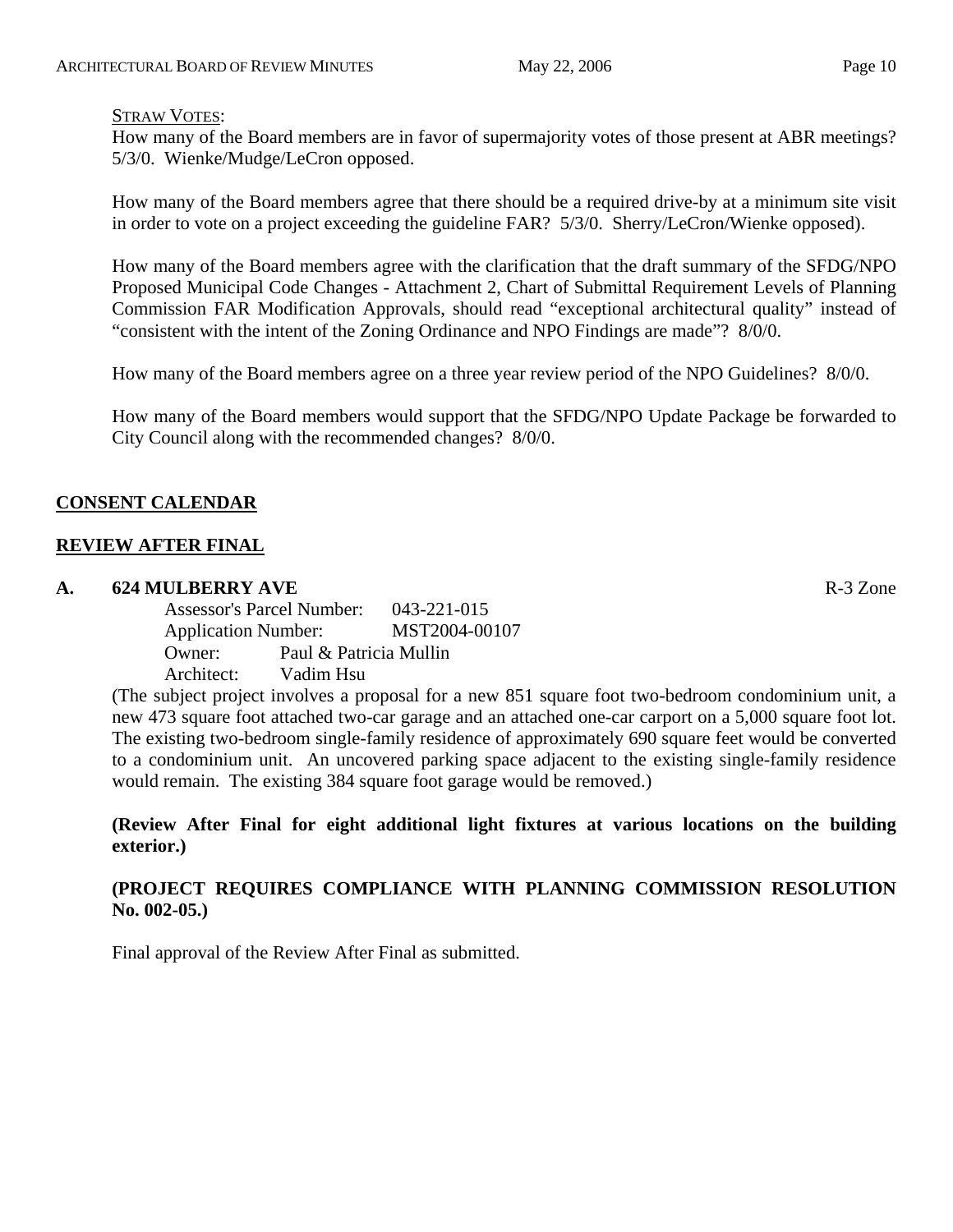STRAW VOTES:

How many of the Board members are in favor of supermajority votes of those present at ABR meetings? 5/3/0. Wienke/Mudge/LeCron opposed.

How many of the Board members agree that there should be a required drive-by at a minimum site visit in order to vote on a project exceeding the guideline FAR? 5/3/0. Sherry/LeCron/Wienke opposed).

How many of the Board members agree with the clarification that the draft summary of the SFDG/NPO Proposed Municipal Code Changes - Attachment 2, Chart of Submittal Requirement Levels of Planning Commission FAR Modification Approvals, should read "exceptional architectural quality" instead of "consistent with the intent of the Zoning Ordinance and NPO Findings are made"? 8/0/0.

How many of the Board members agree on a three year review period of the NPO Guidelines? 8/0/0.

How many of the Board members would support that the SFDG/NPO Update Package be forwarded to City Council along with the recommended changes? 8/0/0.

## CONSENT CALENDAR

## REVIEW AFTER FINAL

**A. 624 MULBERRY AVE** R-3 Zone

Assessor's Parcel Number: 043-221-015
Application Number: MST2004-00107
Owner: Paul & Patricia Mullin
Architect: Vadim Hsu

(The subject project involves a proposal for a new 851 square foot two-bedroom condominium unit, a new 473 square foot attached two-car garage and an attached one-car carport on a 5,000 square foot lot. The existing two-bedroom single-family residence of approximately 690 square feet would be converted to a condominium unit. An uncovered parking space adjacent to the existing single-family residence would remain. The existing 384 square foot garage would be removed.)

**(Review After Final for eight additional light fixtures at various locations on the building exterior.)**

**(PROJECT REQUIRES COMPLIANCE WITH PLANNING COMMISSION RESOLUTION No. 002-05.)**

Final approval of the Review After Final as submitted.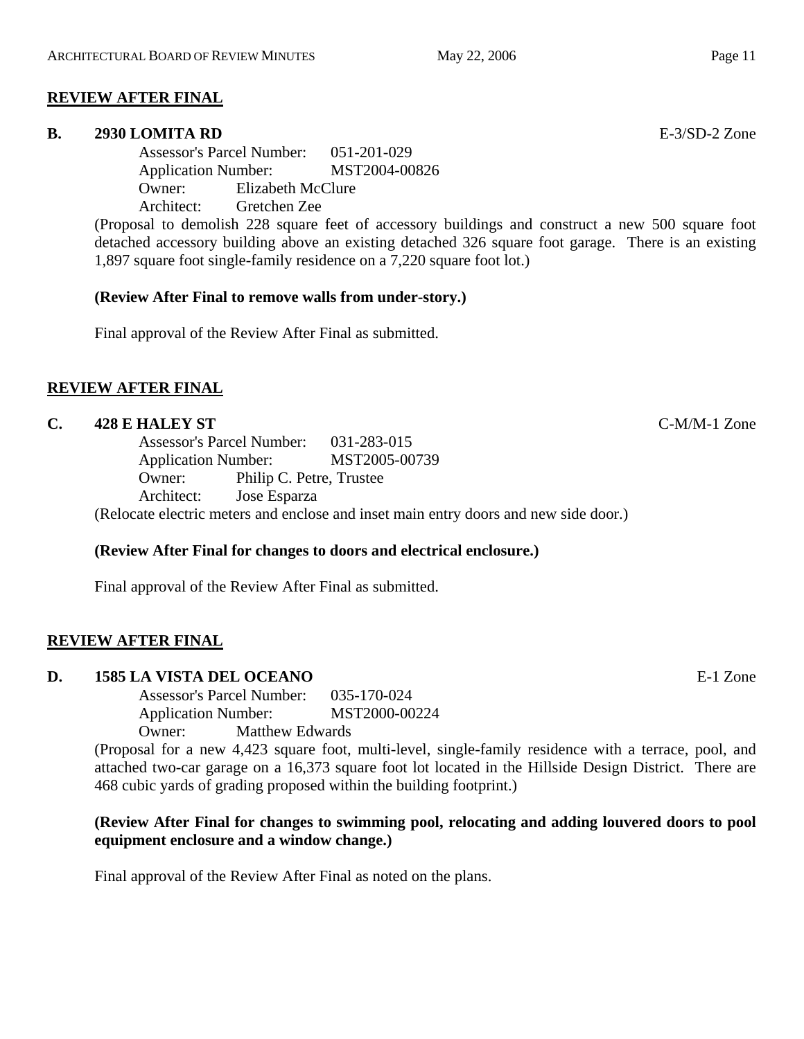## REVIEW AFTER FINAL

**B. 2930 LOMITA RD** E-3/SD-2 Zone

Assessor's Parcel Number: 051-201-029
Application Number: MST2004-00826
Owner: Elizabeth McClure
Architect: Gretchen Zee

(Proposal to demolish 228 square feet of accessory buildings and construct a new 500 square foot detached accessory building above an existing detached 326 square foot garage. There is an existing 1,897 square foot single-family residence on a 7,220 square foot lot.)

**(Review After Final to remove walls from under-story.)**

Final approval of the Review After Final as submitted.

## REVIEW AFTER FINAL

**C. 428 E HALEY ST** C-M/M-1 Zone

Assessor's Parcel Number: 031-283-015
Application Number: MST2005-00739
Owner: Philip C. Petre, Trustee
Architect: Jose Esparza

(Relocate electric meters and enclose and inset main entry doors and new side door.)

**(Review After Final for changes to doors and electrical enclosure.)**

Final approval of the Review After Final as submitted.

## REVIEW AFTER FINAL

**D. 1585 LA VISTA DEL OCEANO** E-1 Zone

Assessor's Parcel Number: 035-170-024
Application Number: MST2000-00224
Owner: Matthew Edwards

(Proposal for a new 4,423 square foot, multi-level, single-family residence with a terrace, pool, and attached two-car garage on a 16,373 square foot lot located in the Hillside Design District. There are 468 cubic yards of grading proposed within the building footprint.)

**(Review After Final for changes to swimming pool, relocating and adding louvered doors to pool equipment enclosure and a window change.)**

Final approval of the Review After Final as noted on the plans.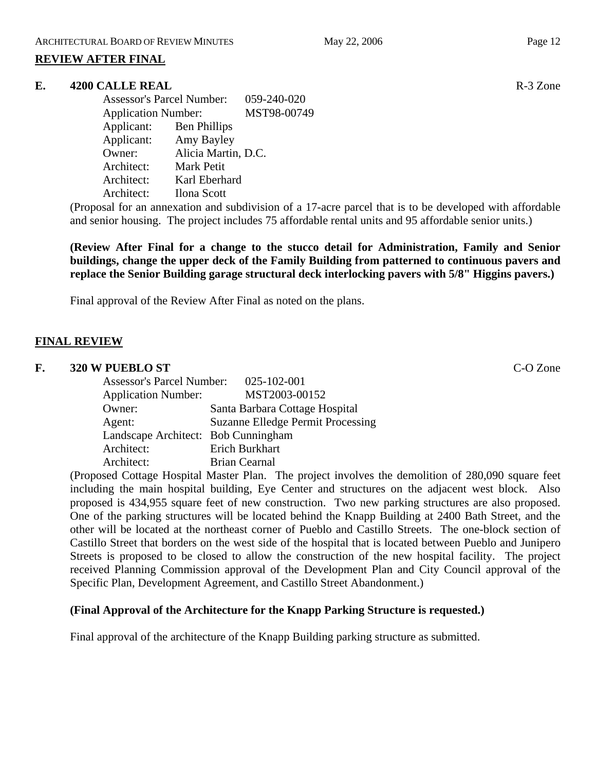## REVIEW AFTER FINAL

### E. 4200 CALLE REAL — R-3 Zone

Assessor's Parcel Number: 059-240-020
Application Number: MST98-00749
Applicant: Ben Phillips
Applicant: Amy Bayley
Owner: Alicia Martin, D.C.
Architect: Mark Petit
Architect: Karl Eberhard
Architect: Ilona Scott

(Proposal for an annexation and subdivision of a 17-acre parcel that is to be developed with affordable and senior housing. The project includes 75 affordable rental units and 95 affordable senior units.)

**(Review After Final for a change to the stucco detail for Administration, Family and Senior buildings, change the upper deck of the Family Building from patterned to continuous pavers and replace the Senior Building garage structural deck interlocking pavers with 5/8" Higgins pavers.)**

Final approval of the Review After Final as noted on the plans.

## FINAL REVIEW

### F. 320 W PUEBLO ST — C-O Zone

Assessor's Parcel Number: 025-102-001
Application Number: MST2003-00152
Owner: Santa Barbara Cottage Hospital
Agent: Suzanne Elledge Permit Processing
Landscape Architect: Bob Cunningham
Architect: Erich Burkhart
Architect: Brian Cearnal

(Proposed Cottage Hospital Master Plan. The project involves the demolition of 280,090 square feet including the main hospital building, Eye Center and structures on the adjacent west block. Also proposed is 434,955 square feet of new construction. Two new parking structures are also proposed. One of the parking structures will be located behind the Knapp Building at 2400 Bath Street, and the other will be located at the northeast corner of Pueblo and Castillo Streets. The one-block section of Castillo Street that borders on the west side of the hospital that is located between Pueblo and Junipero Streets is proposed to be closed to allow the construction of the new hospital facility. The project received Planning Commission approval of the Development Plan and City Council approval of the Specific Plan, Development Agreement, and Castillo Street Abandonment.)

**(Final Approval of the Architecture for the Knapp Parking Structure is requested.)**

Final approval of the architecture of the Knapp Building parking structure as submitted.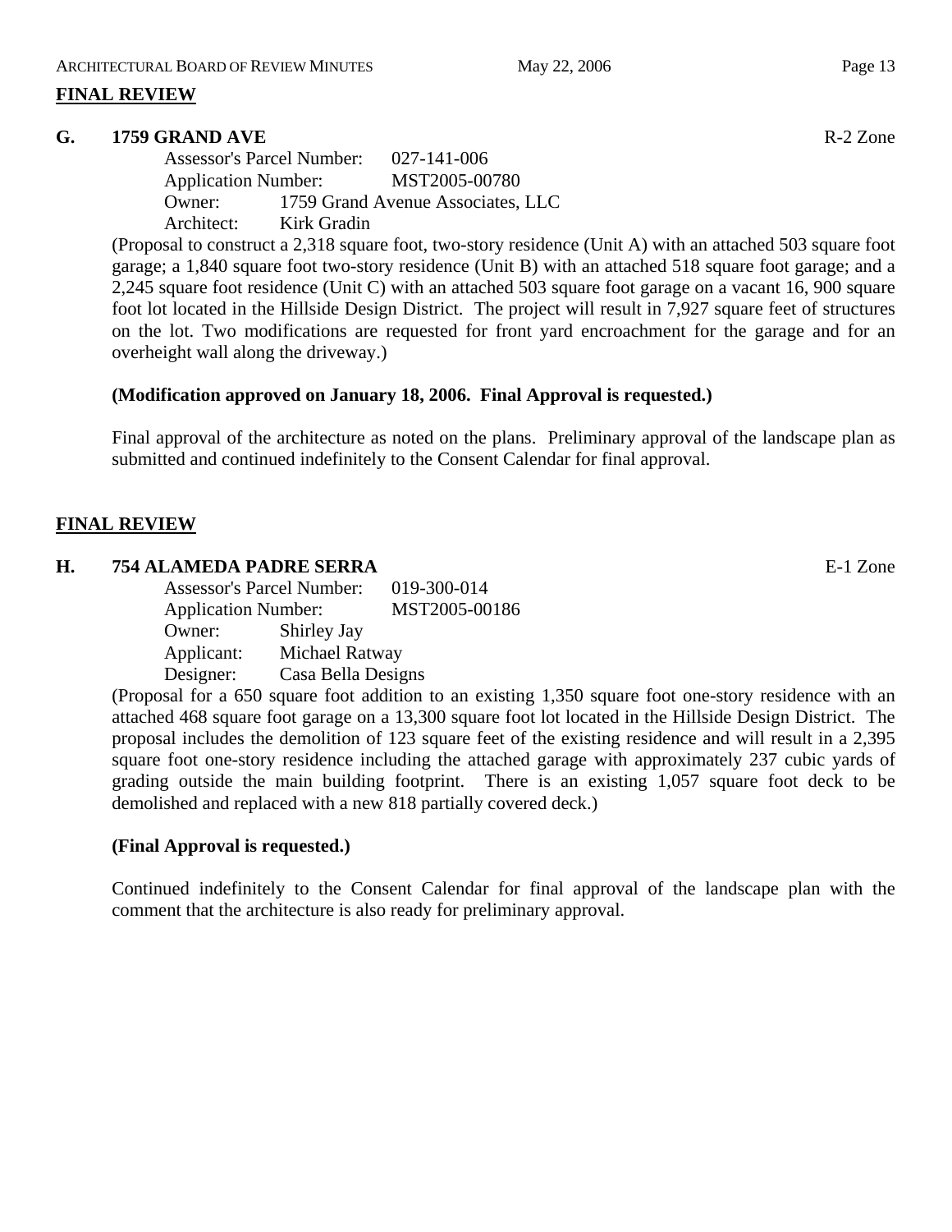## FINAL REVIEW

### G. 1759 GRAND AVE — R-2 Zone

Assessor's Parcel Number: 027-141-006
Application Number: MST2005-00780
Owner: 1759 Grand Avenue Associates, LLC
Architect: Kirk Gradin

(Proposal to construct a 2,318 square foot, two-story residence (Unit A) with an attached 503 square foot garage; a 1,840 square foot two-story residence (Unit B) with an attached 518 square foot garage; and a 2,245 square foot residence (Unit C) with an attached 503 square foot garage on a vacant 16, 900 square foot lot located in the Hillside Design District. The project will result in 7,927 square feet of structures on the lot. Two modifications are requested for front yard encroachment for the garage and for an overheight wall along the driveway.)

**(Modification approved on January 18, 2006. Final Approval is requested.)**

Final approval of the architecture as noted on the plans. Preliminary approval of the landscape plan as submitted and continued indefinitely to the Consent Calendar for final approval.

## FINAL REVIEW

### H. 754 ALAMEDA PADRE SERRA — E-1 Zone

Assessor's Parcel Number: 019-300-014
Application Number: MST2005-00186
Owner: Shirley Jay
Applicant: Michael Ratway
Designer: Casa Bella Designs

(Proposal for a 650 square foot addition to an existing 1,350 square foot one-story residence with an attached 468 square foot garage on a 13,300 square foot lot located in the Hillside Design District. The proposal includes the demolition of 123 square feet of the existing residence and will result in a 2,395 square foot one-story residence including the attached garage with approximately 237 cubic yards of grading outside the main building footprint. There is an existing 1,057 square foot deck to be demolished and replaced with a new 818 partially covered deck.)

**(Final Approval is requested.)**

Continued indefinitely to the Consent Calendar for final approval of the landscape plan with the comment that the architecture is also ready for preliminary approval.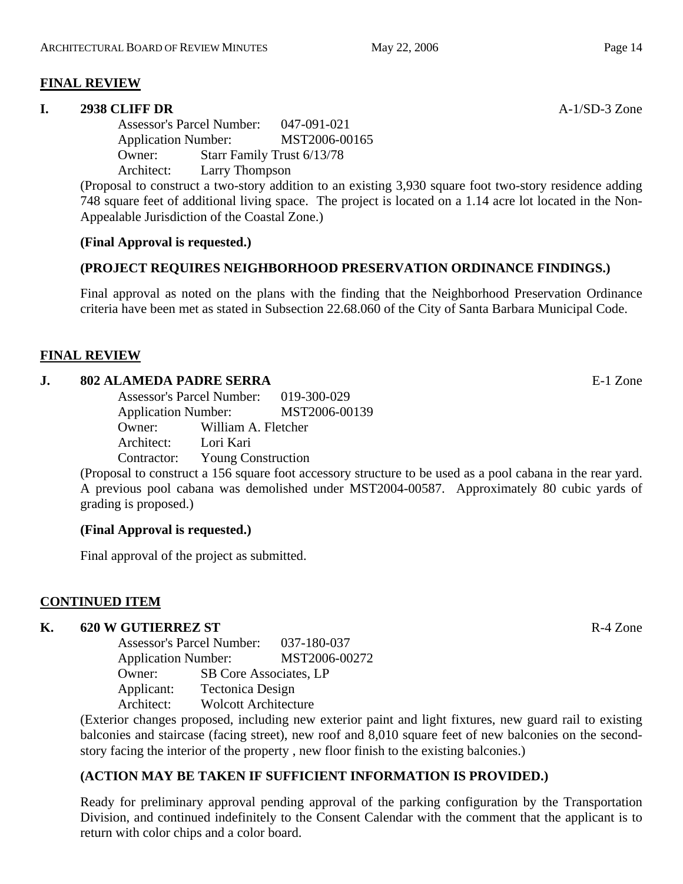## FINAL REVIEW

**I. 2938 CLIFF DR** A-1/SD-3 Zone

Assessor's Parcel Number: 047-091-021
Application Number: MST2006-00165
Owner: Starr Family Trust 6/13/78
Architect: Larry Thompson

(Proposal to construct a two-story addition to an existing 3,930 square foot two-story residence adding 748 square feet of additional living space. The project is located on a 1.14 acre lot located in the Non-Appealable Jurisdiction of the Coastal Zone.)

**(Final Approval is requested.)**

**(PROJECT REQUIRES NEIGHBORHOOD PRESERVATION ORDINANCE FINDINGS.)**

Final approval as noted on the plans with the finding that the Neighborhood Preservation Ordinance criteria have been met as stated in Subsection 22.68.060 of the City of Santa Barbara Municipal Code.

## FINAL REVIEW

**J. 802 ALAMEDA PADRE SERRA** E-1 Zone

Assessor's Parcel Number: 019-300-029
Application Number: MST2006-00139
Owner: William A. Fletcher
Architect: Lori Kari
Contractor: Young Construction

(Proposal to construct a 156 square foot accessory structure to be used as a pool cabana in the rear yard. A previous pool cabana was demolished under MST2004-00587. Approximately 80 cubic yards of grading is proposed.)

**(Final Approval is requested.)**

Final approval of the project as submitted.

## CONTINUED ITEM

**K. 620 W GUTIERREZ ST** R-4 Zone

Assessor's Parcel Number: 037-180-037
Application Number: MST2006-00272
Owner: SB Core Associates, LP
Applicant: Tectonica Design
Architect: Wolcott Architecture

(Exterior changes proposed, including new exterior paint and light fixtures, new guard rail to existing balconies and staircase (facing street), new roof and 8,010 square feet of new balconies on the second-story facing the interior of the property , new floor finish to the existing balconies.)

**(ACTION MAY BE TAKEN IF SUFFICIENT INFORMATION IS PROVIDED.)**

Ready for preliminary approval pending approval of the parking configuration by the Transportation Division, and continued indefinitely to the Consent Calendar with the comment that the applicant is to return with color chips and a color board.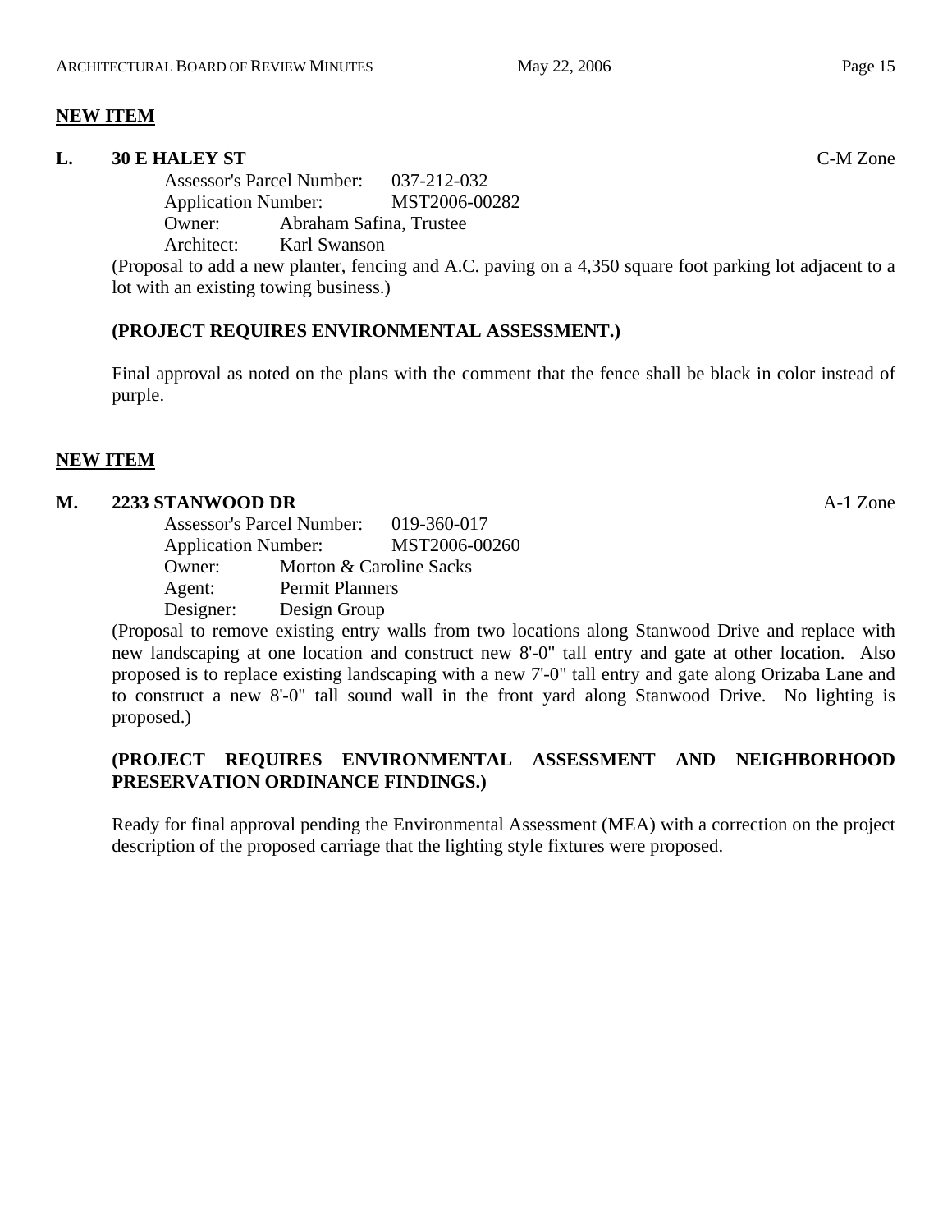## NEW ITEM

### L. 30 E HALEY ST — C-M Zone

Assessor's Parcel Number: 037-212-032
Application Number: MST2006-00282
Owner: Abraham Safina, Trustee
Architect: Karl Swanson

(Proposal to add a new planter, fencing and A.C. paving on a 4,350 square foot parking lot adjacent to a lot with an existing towing business.)

**(PROJECT REQUIRES ENVIRONMENTAL ASSESSMENT.)**

Final approval as noted on the plans with the comment that the fence shall be black in color instead of purple.

## NEW ITEM

### M. 2233 STANWOOD DR — A-1 Zone

Assessor's Parcel Number: 019-360-017
Application Number: MST2006-00260
Owner: Morton & Caroline Sacks
Agent: Permit Planners
Designer: Design Group

(Proposal to remove existing entry walls from two locations along Stanwood Drive and replace with new landscaping at one location and construct new 8'-0" tall entry and gate at other location. Also proposed is to replace existing landscaping with a new 7'-0" tall entry and gate along Orizaba Lane and to construct a new 8'-0" tall sound wall in the front yard along Stanwood Drive. No lighting is proposed.)

**(PROJECT REQUIRES ENVIRONMENTAL ASSESSMENT AND NEIGHBORHOOD PRESERVATION ORDINANCE FINDINGS.)**

Ready for final approval pending the Environmental Assessment (MEA) with a correction on the project description of the proposed carriage that the lighting style fixtures were proposed.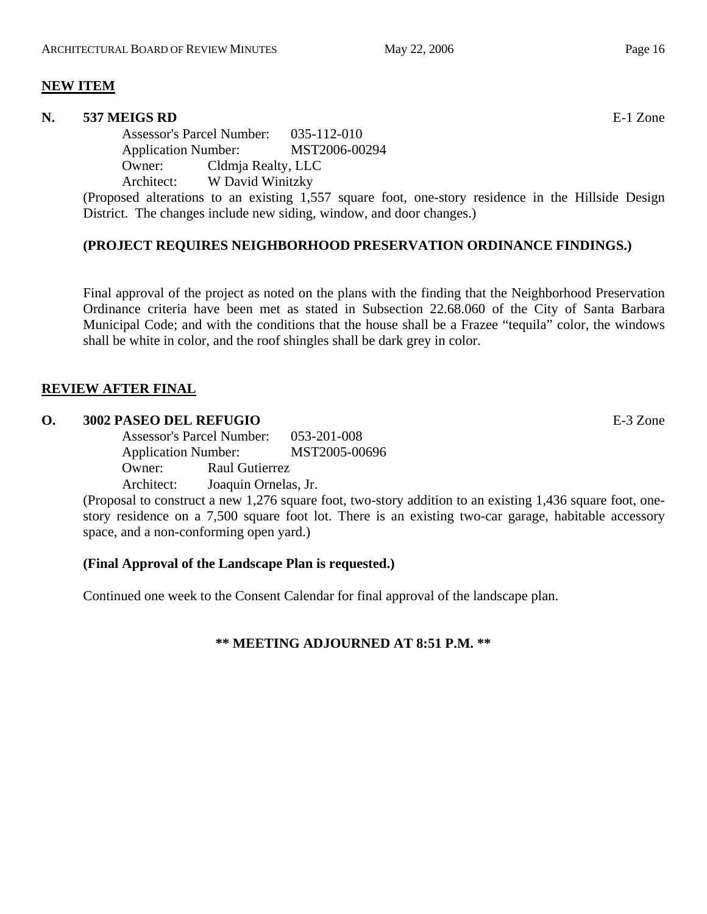## NEW ITEM

**N. 537 MEIGS RD** E-1 Zone

Assessor's Parcel Number: 035-112-010
Application Number: MST2006-00294
Owner: Cldmja Realty, LLC
Architect: W David Winitzky

(Proposed alterations to an existing 1,557 square foot, one-story residence in the Hillside Design District. The changes include new siding, window, and door changes.)

**(PROJECT REQUIRES NEIGHBORHOOD PRESERVATION ORDINANCE FINDINGS.)**

Final approval of the project as noted on the plans with the finding that the Neighborhood Preservation Ordinance criteria have been met as stated in Subsection 22.68.060 of the City of Santa Barbara Municipal Code; and with the conditions that the house shall be a Frazee "tequila" color, the windows shall be white in color, and the roof shingles shall be dark grey in color.

## REVIEW AFTER FINAL

**O. 3002 PASEO DEL REFUGIO** E-3 Zone

Assessor's Parcel Number: 053-201-008
Application Number: MST2005-00696
Owner: Raul Gutierrez
Architect: Joaquin Ornelas, Jr.

(Proposal to construct a new 1,276 square foot, two-story addition to an existing 1,436 square foot, one-story residence on a 7,500 square foot lot. There is an existing two-car garage, habitable accessory space, and a non-conforming open yard.)

**(Final Approval of the Landscape Plan is requested.)**

Continued one week to the Consent Calendar for final approval of the landscape plan.

**\*\* MEETING ADJOURNED AT 8:51 P.M. \*\***